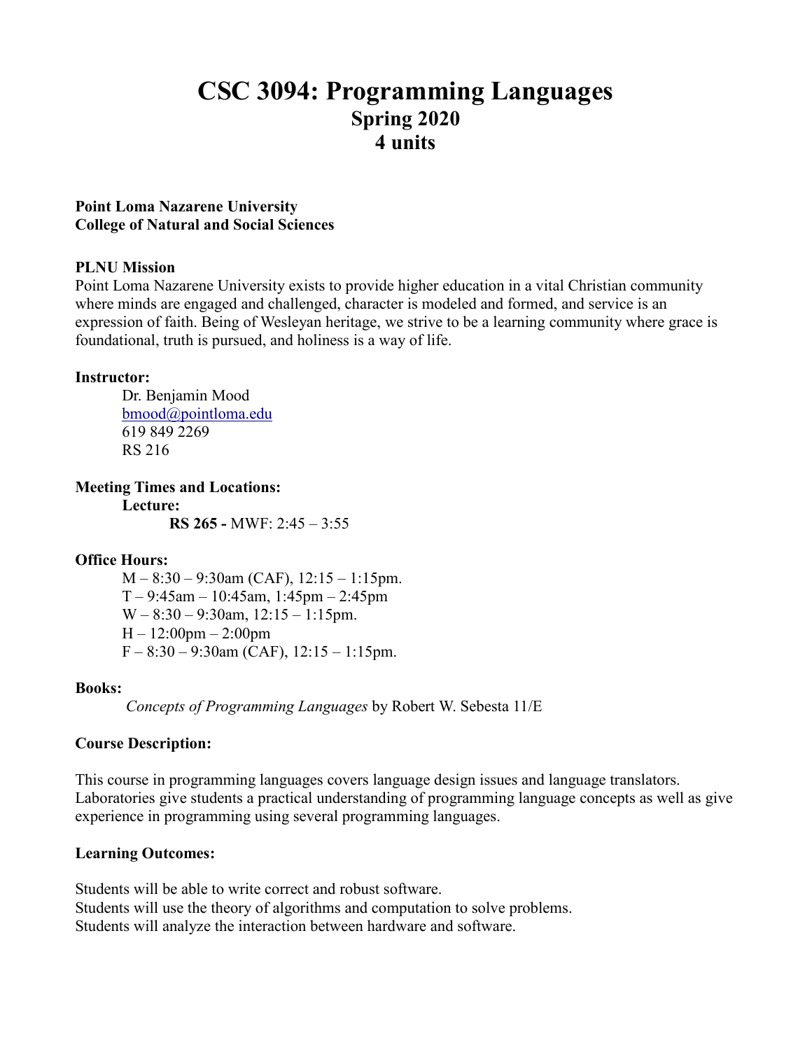# CSC 3094: Programming Languages
## Spring 2020
## 4 units

**Point Loma Nazarene University**
**College of Natural and Social Sciences**

**PLNU Mission**

Point Loma Nazarene University exists to provide higher education in a vital Christian community where minds are engaged and challenged, character is modeled and formed, and service is an expression of faith. Being of Wesleyan heritage, we strive to be a learning community where grace is foundational, truth is pursued, and holiness is a way of life.

**Instructor:**

Dr. Benjamin Mood
bmood@pointloma.edu
619 849 2269
RS 216

**Meeting Times and Locations:**

**Lecture:**

**RS 265 -** MWF: 2:45 – 3:55

**Office Hours:**

M – 8:30 – 9:30am (CAF), 12:15 – 1:15pm.
T – 9:45am – 10:45am, 1:45pm – 2:45pm
W – 8:30 – 9:30am, 12:15 – 1:15pm.
H – 12:00pm – 2:00pm
F – 8:30 – 9:30am (CAF), 12:15 – 1:15pm.

**Books:**

*Concepts of Programming Languages* by Robert W. Sebesta 11/E

**Course Description:**

This course in programming languages covers language design issues and language translators. Laboratories give students a practical understanding of programming language concepts as well as give experience in programming using several programming languages.

**Learning Outcomes:**

Students will be able to write correct and robust software.
Students will use the theory of algorithms and computation to solve problems.
Students will analyze the interaction between hardware and software.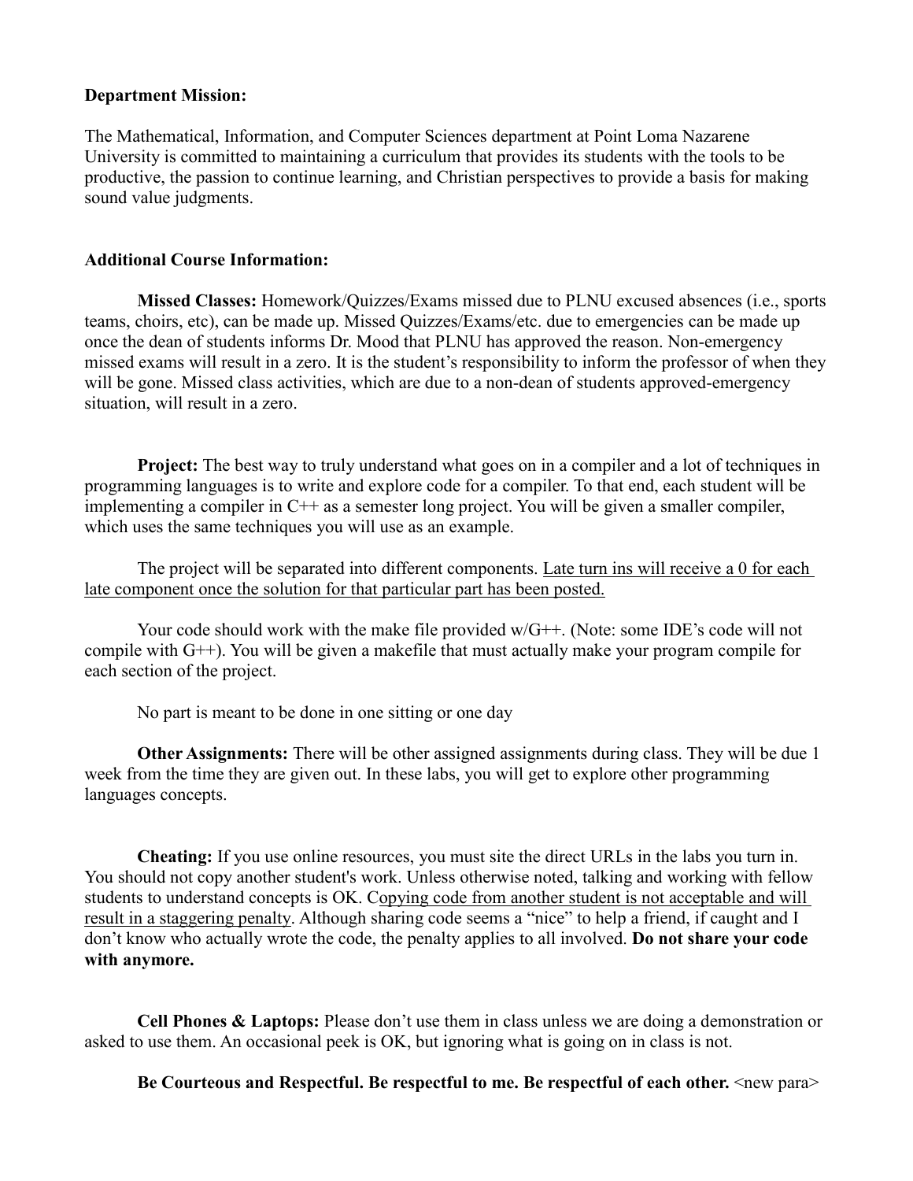**Department Mission:**

The Mathematical, Information, and Computer Sciences department at Point Loma Nazarene University is committed to maintaining a curriculum that provides its students with the tools to be productive, the passion to continue learning, and Christian perspectives to provide a basis for making sound value judgments.

**Additional Course Information:**

**Missed Classes:** Homework/Quizzes/Exams missed due to PLNU excused absences (i.e., sports teams, choirs, etc), can be made up. Missed Quizzes/Exams/etc. due to emergencies can be made up once the dean of students informs Dr. Mood that PLNU has approved the reason. Non-emergency missed exams will result in a zero. It is the student's responsibility to inform the professor of when they will be gone. Missed class activities, which are due to a non-dean of students approved-emergency situation, will result in a zero.

**Project:** The best way to truly understand what goes on in a compiler and a lot of techniques in programming languages is to write and explore code for a compiler. To that end, each student will be implementing a compiler in C++ as a semester long project. You will be given a smaller compiler, which uses the same techniques you will use as an example.

The project will be separated into different components. <u>Late turn ins will receive a 0 for each late component once the solution for that particular part has been posted.</u>

Your code should work with the make file provided w/G++. (Note: some IDE's code will not compile with G++). You will be given a makefile that must actually make your program compile for each section of the project.

No part is meant to be done in one sitting or one day

**Other Assignments:** There will be other assigned assignments during class. They will be due 1 week from the time they are given out. In these labs, you will get to explore other programming languages concepts.

**Cheating:** If you use online resources, you must site the direct URLs in the labs you turn in. You should not copy another student's work. Unless otherwise noted, talking and working with fellow students to understand concepts is OK. C<u>opying code from another student is not acceptable and will result in a staggering penalty</u>. Although sharing code seems a "nice" to help a friend, if caught and I don't know who actually wrote the code, the penalty applies to all involved. **Do not share your code with anymore.**

**Cell Phones & Laptops:** Please don't use them in class unless we are doing a demonstration or asked to use them. An occasional peek is OK, but ignoring what is going on in class is not.

**Be Courteous and Respectful. Be respectful to me. Be respectful of each other.** <new para>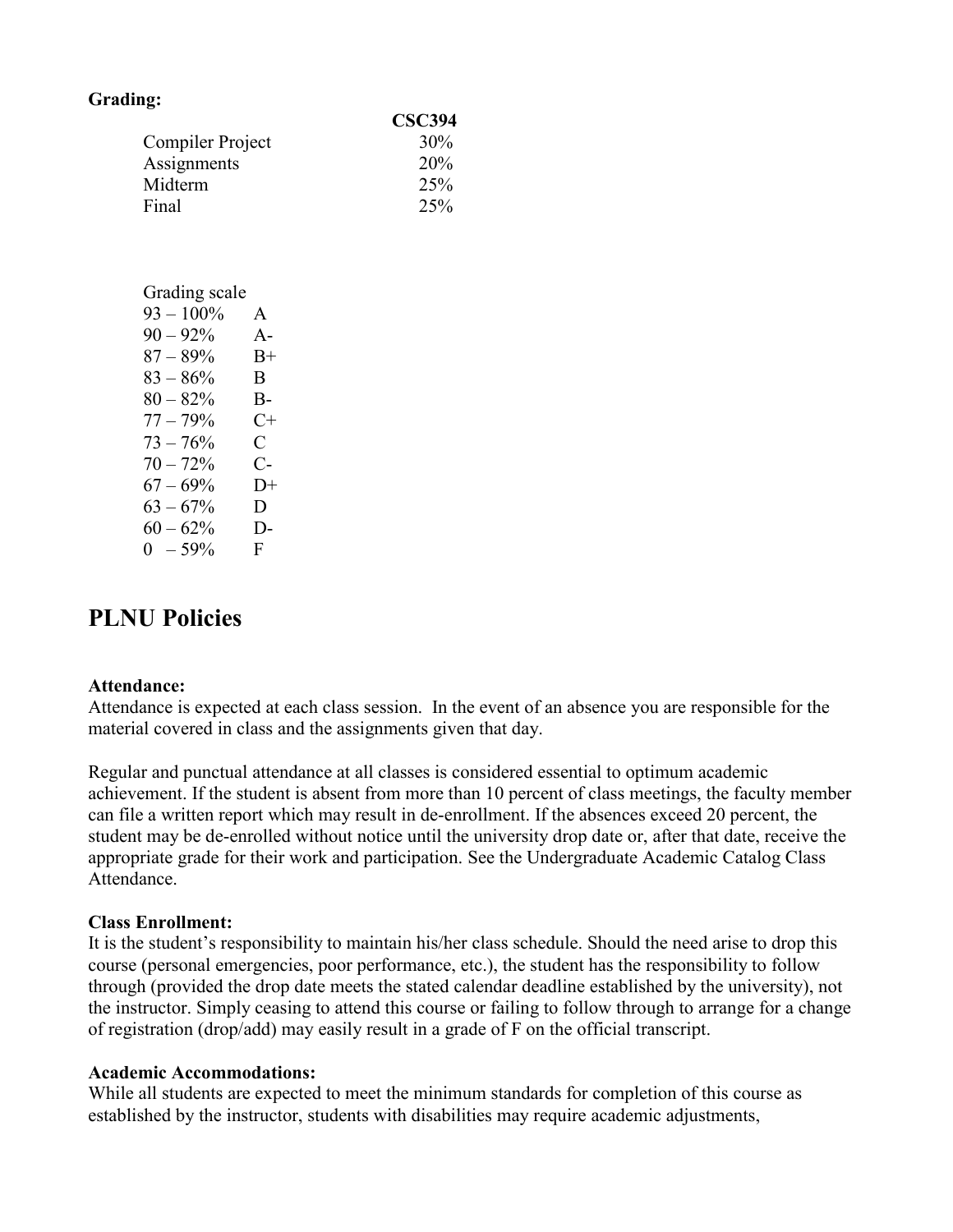**Grading:**

| | CSC394 |
|---|---|
| Compiler Project | 30% |
| Assignments | 20% |
| Midterm | 25% |
| Final | 25% |

| Grading scale | |
|---|---|
| 93 – 100% | A |
| 90 – 92% | A- |
| 87 – 89% | B+ |
| 83 – 86% | B |
| 80 – 82% | B- |
| 77 – 79% | C+ |
| 73 – 76% | C |
| 70 – 72% | C- |
| 67 – 69% | D+ |
| 63 – 67% | D |
| 60 – 62% | D- |
| 0 – 59% | F |

# PLNU Policies

**Attendance:**
Attendance is expected at each class session. In the event of an absence you are responsible for the material covered in class and the assignments given that day.

Regular and punctual attendance at all classes is considered essential to optimum academic achievement. If the student is absent from more than 10 percent of class meetings, the faculty member can file a written report which may result in de-enrollment. If the absences exceed 20 percent, the student may be de-enrolled without notice until the university drop date or, after that date, receive the appropriate grade for their work and participation. See the Undergraduate Academic Catalog Class Attendance.

**Class Enrollment:**
It is the student's responsibility to maintain his/her class schedule. Should the need arise to drop this course (personal emergencies, poor performance, etc.), the student has the responsibility to follow through (provided the drop date meets the stated calendar deadline established by the university), not the instructor. Simply ceasing to attend this course or failing to follow through to arrange for a change of registration (drop/add) may easily result in a grade of F on the official transcript.

**Academic Accommodations:**
While all students are expected to meet the minimum standards for completion of this course as established by the instructor, students with disabilities may require academic adjustments,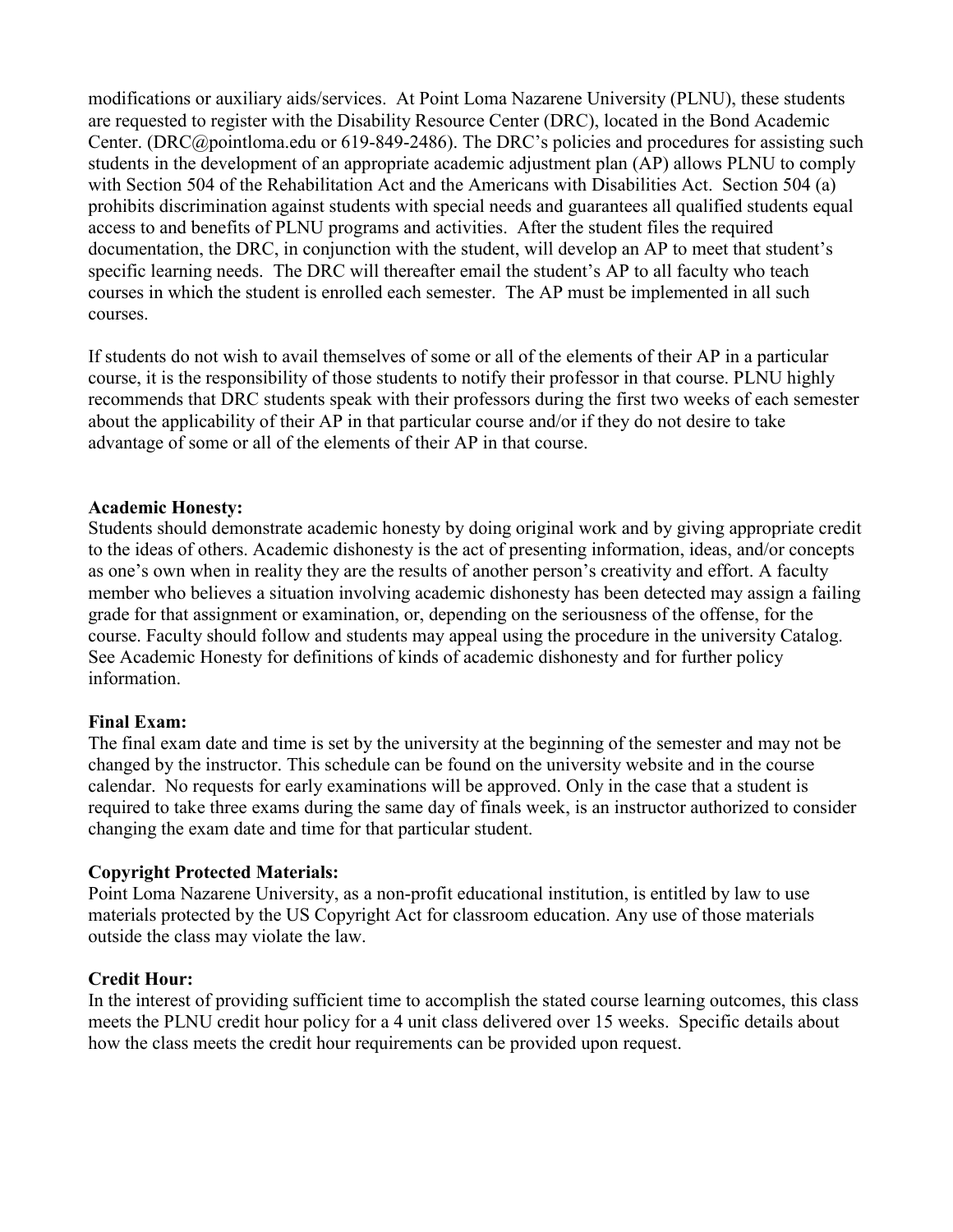modifications or auxiliary aids/services. At Point Loma Nazarene University (PLNU), these students are requested to register with the Disability Resource Center (DRC), located in the Bond Academic Center. (DRC@pointloma.edu or 619-849-2486). The DRC's policies and procedures for assisting such students in the development of an appropriate academic adjustment plan (AP) allows PLNU to comply with Section 504 of the Rehabilitation Act and the Americans with Disabilities Act. Section 504 (a) prohibits discrimination against students with special needs and guarantees all qualified students equal access to and benefits of PLNU programs and activities. After the student files the required documentation, the DRC, in conjunction with the student, will develop an AP to meet that student's specific learning needs. The DRC will thereafter email the student's AP to all faculty who teach courses in which the student is enrolled each semester. The AP must be implemented in all such courses.

If students do not wish to avail themselves of some or all of the elements of their AP in a particular course, it is the responsibility of those students to notify their professor in that course. PLNU highly recommends that DRC students speak with their professors during the first two weeks of each semester about the applicability of their AP in that particular course and/or if they do not desire to take advantage of some or all of the elements of their AP in that course.

**Academic Honesty:**
Students should demonstrate academic honesty by doing original work and by giving appropriate credit to the ideas of others. Academic dishonesty is the act of presenting information, ideas, and/or concepts as one's own when in reality they are the results of another person's creativity and effort. A faculty member who believes a situation involving academic dishonesty has been detected may assign a failing grade for that assignment or examination, or, depending on the seriousness of the offense, for the course. Faculty should follow and students may appeal using the procedure in the university Catalog. See Academic Honesty for definitions of kinds of academic dishonesty and for further policy information.

**Final Exam:**
The final exam date and time is set by the university at the beginning of the semester and may not be changed by the instructor. This schedule can be found on the university website and in the course calendar. No requests for early examinations will be approved. Only in the case that a student is required to take three exams during the same day of finals week, is an instructor authorized to consider changing the exam date and time for that particular student.

**Copyright Protected Materials:**
Point Loma Nazarene University, as a non-profit educational institution, is entitled by law to use materials protected by the US Copyright Act for classroom education. Any use of those materials outside the class may violate the law.

**Credit Hour:**
In the interest of providing sufficient time to accomplish the stated course learning outcomes, this class meets the PLNU credit hour policy for a 4 unit class delivered over 15 weeks. Specific details about how the class meets the credit hour requirements can be provided upon request.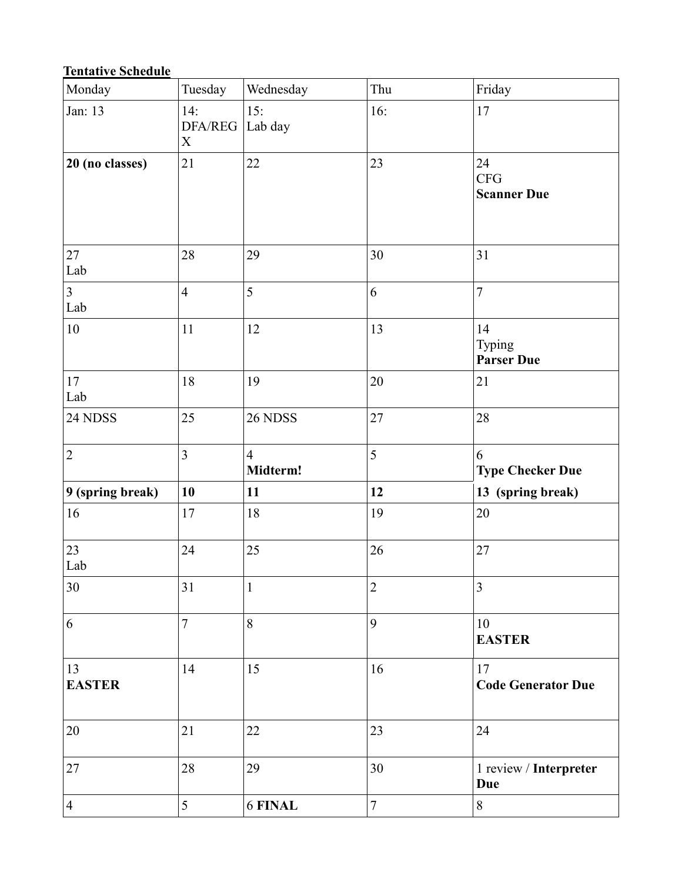**Tentative Schedule**

| Monday | Tuesday | Wednesday | Thu | Friday |
|---|---|---|---|---|
| Jan: 13 | 14: DFA/REGX | 15: Lab day | 16: | 17 |
| **20 (no classes)** | 21 | 22 | 23 | 24 CFG **Scanner Due** |
| 27 Lab | 28 | 29 | 30 | 31 |
| 3 Lab | 4 | 5 | 6 | 7 |
| 10 | 11 | 12 | 13 | 14 Typing **Parser Due** |
| 17 Lab | 18 | 19 | 20 | 21 |
| 24 NDSS | 25 | 26 NDSS | 27 | 28 |
| 2 | 3 | 4 **Midterm!** | 5 | 6 **Type Checker Due** |
| **9 (spring break)** | **10** | **11** | **12** | **13 (spring break)** |
| 16 | 17 | 18 | 19 | 20 |
| 23 Lab | 24 | 25 | 26 | 27 |
| 30 | 31 | 1 | 2 | 3 |
| 6 | 7 | 8 | 9 | 10 **EASTER** |
| 13 **EASTER** | 14 | 15 | 16 | 17 **Code Generator Due** |
| 20 | 21 | 22 | 23 | 24 |
| 27 | 28 | 29 | 30 | 1 review / **Interpreter Due** |
| 4 | 5 | 6 **FINAL** | 7 | 8 |